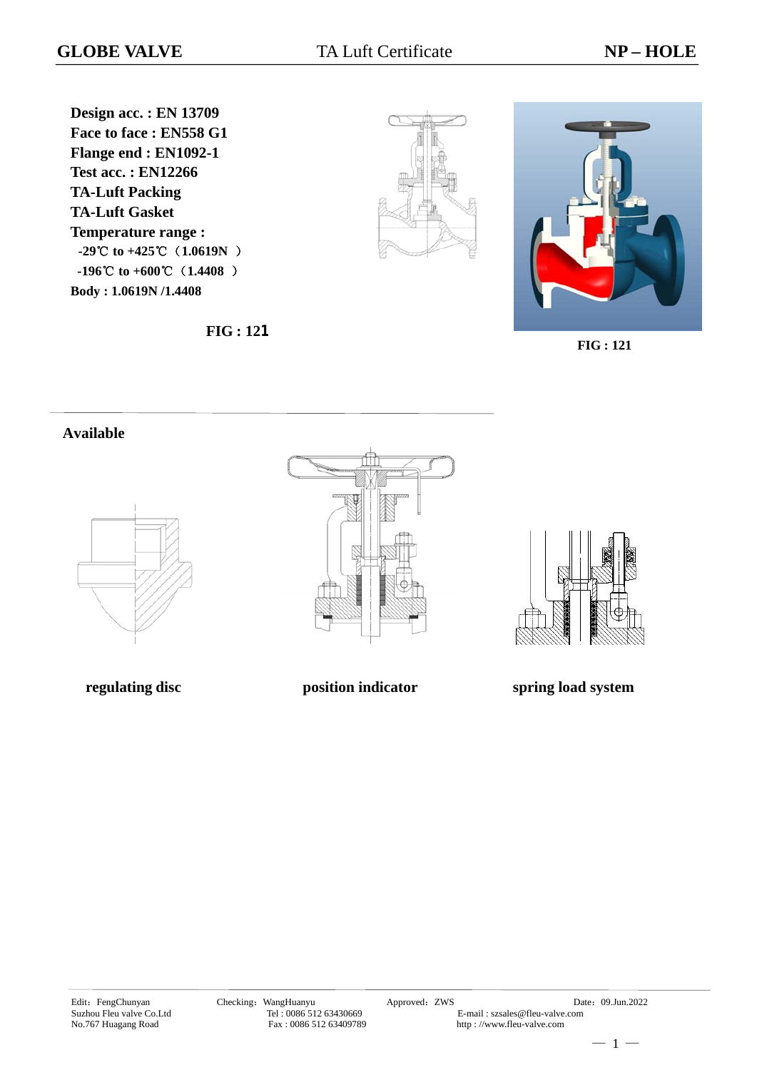# GLOBE VALVE

TA Luft Certificate

**NP – HOLE**

**Design acc. : EN 13709**
**Face to face : EN558 G1**
**Flange end : EN1092-1**
**Test acc. : EN12266**
**TA-Luft Packing**
**TA-Luft Gasket**
**Temperature range :**
**-29℃ to +425℃（1.0619N ）**
**-196℃ to +600℃（1.4408 ）**
**Body : 1.0619N /1.4408**

**FIG : 121**

**FIG : 121**

## Available

**regulating disc**

**position indicator**

**spring load system**

Edit：FengChunyan　Checking：WangHuanyu　Approved：ZWS　Date：09.Jun.2022

Suzhou Fleu valve Co.Ltd　Tel : 0086 512 63430669　E-mail : szsales@fleu-valve.com

No.767 Huagang Road　Fax : 0086 512 63409789　http : //www.fleu-valve.com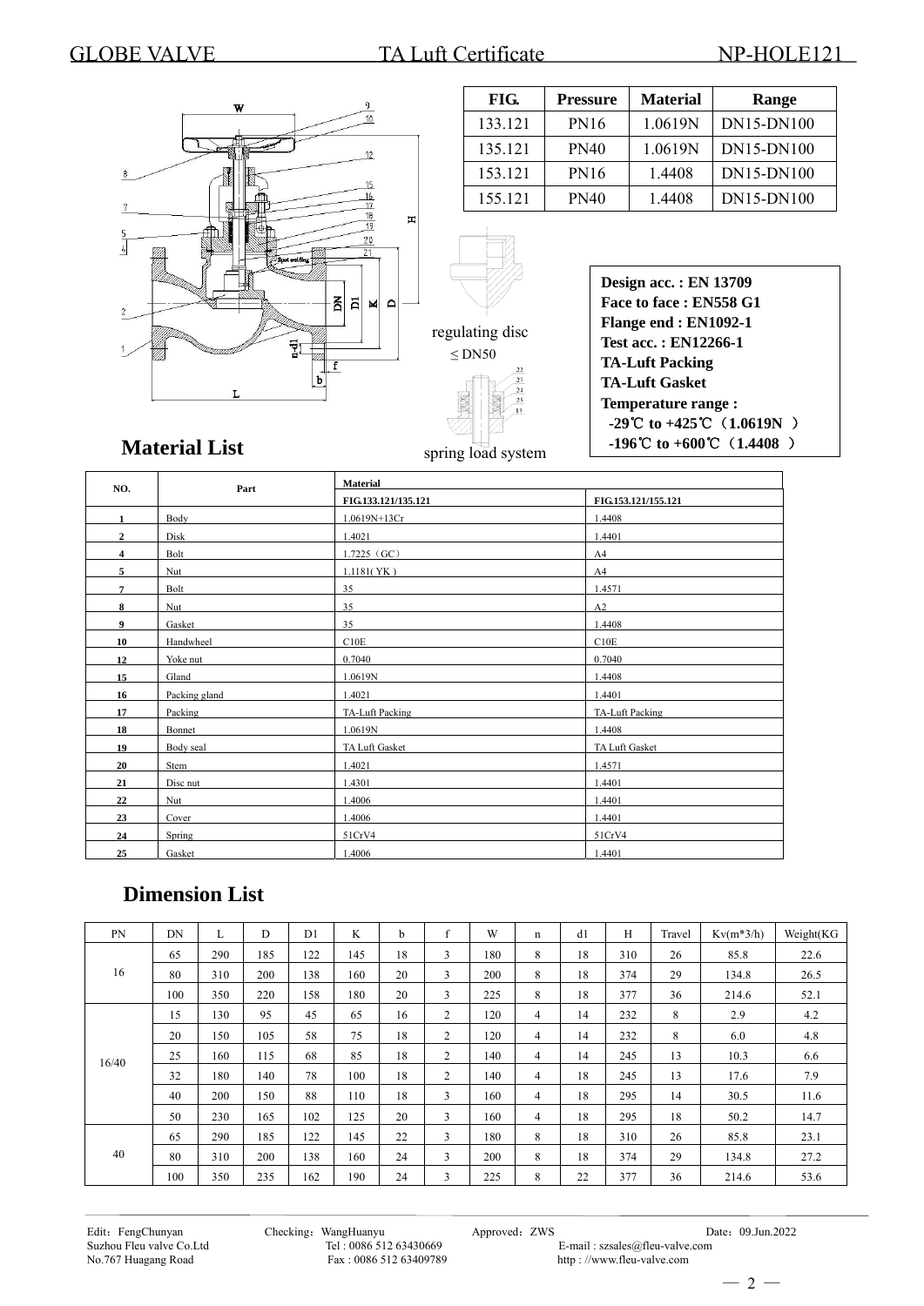| FIG. | Pressure | Material | Range |
|---|---|---|---|
| 133.121 | PN16 | 1.0619N | DN15-DN100 |
| 135.121 | PN40 | 1.0619N | DN15-DN100 |
| 153.121 | PN16 | 1.4408 | DN15-DN100 |
| 155.121 | PN40 | 1.4408 | DN15-DN100 |

regulating disc

≤ DN50

spring load system

**Design acc. : EN 13709**
**Face to face : EN558 G1**
**Flange end : EN1092-1**
**Test acc. : EN12266-1**
**TA-Luft Packing**
**TA-Luft Gasket**
**Temperature range :**
**-29℃ to +425℃（1.0619N ）**
**-196℃ to +600℃（1.4408 ）**

## Material List

| NO. | Part | Material | |
|---|---|---|---|
| | | FIG.133.121/135.121 | FIG.153.121/155.121 |
| 1 | Body | 1.0619N+13Cr | 1.4408 |
| 2 | Disk | 1.4021 | 1.4401 |
| 4 | Bolt | 1.7225（GC） | A4 |
| 5 | Nut | 1.1181( YK ) | A4 |
| 7 | Bolt | 35 | 1.4571 |
| 8 | Nut | 35 | A2 |
| 9 | Gasket | 35 | 1.4408 |
| 10 | Handwheel | C10E | C10E |
| 12 | Yoke nut | 0.7040 | 0.7040 |
| 15 | Gland | 1.0619N | 1.4408 |
| 16 | Packing gland | 1.4021 | 1.4401 |
| 17 | Packing | TA-Luft Packing | TA-Luft Packing |
| 18 | Bonnet | 1.0619N | 1.4408 |
| 19 | Body seal | TA Luft Gasket | TA Luft Gasket |
| 20 | Stem | 1.4021 | 1.4571 |
| 21 | Disc nut | 1.4301 | 1.4401 |
| 22 | Nut | 1.4006 | 1.4401 |
| 23 | Cover | 1.4006 | 1.4401 |
| 24 | Spring | 51CrV4 | 51CrV4 |
| 25 | Gasket | 1.4006 | 1.4401 |

## Dimension List

| PN | DN | L | D | D1 | K | b | f | W | n | d1 | H | Travel | Kv(m*3/h) | Weight(KG |
|---|---|---|---|---|---|---|---|---|---|---|---|---|---|---|
| 16 | 65 | 290 | 185 | 122 | 145 | 18 | 3 | 180 | 8 | 18 | 310 | 26 | 85.8 | 22.6 |
| | 80 | 310 | 200 | 138 | 160 | 20 | 3 | 200 | 8 | 18 | 374 | 29 | 134.8 | 26.5 |
| | 100 | 350 | 220 | 158 | 180 | 20 | 3 | 225 | 8 | 18 | 377 | 36 | 214.6 | 52.1 |
| 16/40 | 15 | 130 | 95 | 45 | 65 | 16 | 2 | 120 | 4 | 14 | 232 | 8 | 2.9 | 4.2 |
| | 20 | 150 | 105 | 58 | 75 | 18 | 2 | 120 | 4 | 14 | 232 | 8 | 6.0 | 4.8 |
| | 25 | 160 | 115 | 68 | 85 | 18 | 2 | 140 | 4 | 14 | 245 | 13 | 10.3 | 6.6 |
| | 32 | 180 | 140 | 78 | 100 | 18 | 2 | 140 | 4 | 18 | 245 | 13 | 17.6 | 7.9 |
| | 40 | 200 | 150 | 88 | 110 | 18 | 3 | 160 | 4 | 18 | 295 | 14 | 30.5 | 11.6 |
| | 50 | 230 | 165 | 102 | 125 | 20 | 3 | 160 | 4 | 18 | 295 | 18 | 50.2 | 14.7 |
| 40 | 65 | 290 | 185 | 122 | 145 | 22 | 3 | 180 | 8 | 18 | 310 | 26 | 85.8 | 23.1 |
| | 80 | 310 | 200 | 138 | 160 | 24 | 3 | 200 | 8 | 18 | 374 | 29 | 134.8 | 27.2 |
| | 100 | 350 | 235 | 162 | 190 | 24 | 3 | 225 | 8 | 22 | 377 | 36 | 214.6 | 53.6 |

Edit：FengChunyan Checking：WangHuanyu Approved：ZWS Date：09.Jun.2022
Suzhou Fleu valve Co.Ltd Tel : 0086 512 63430669 E-mail : szsales@fleu-valve.com
No.767 Huagang Road Fax : 0086 512 63409789 http : //www.fleu-valve.com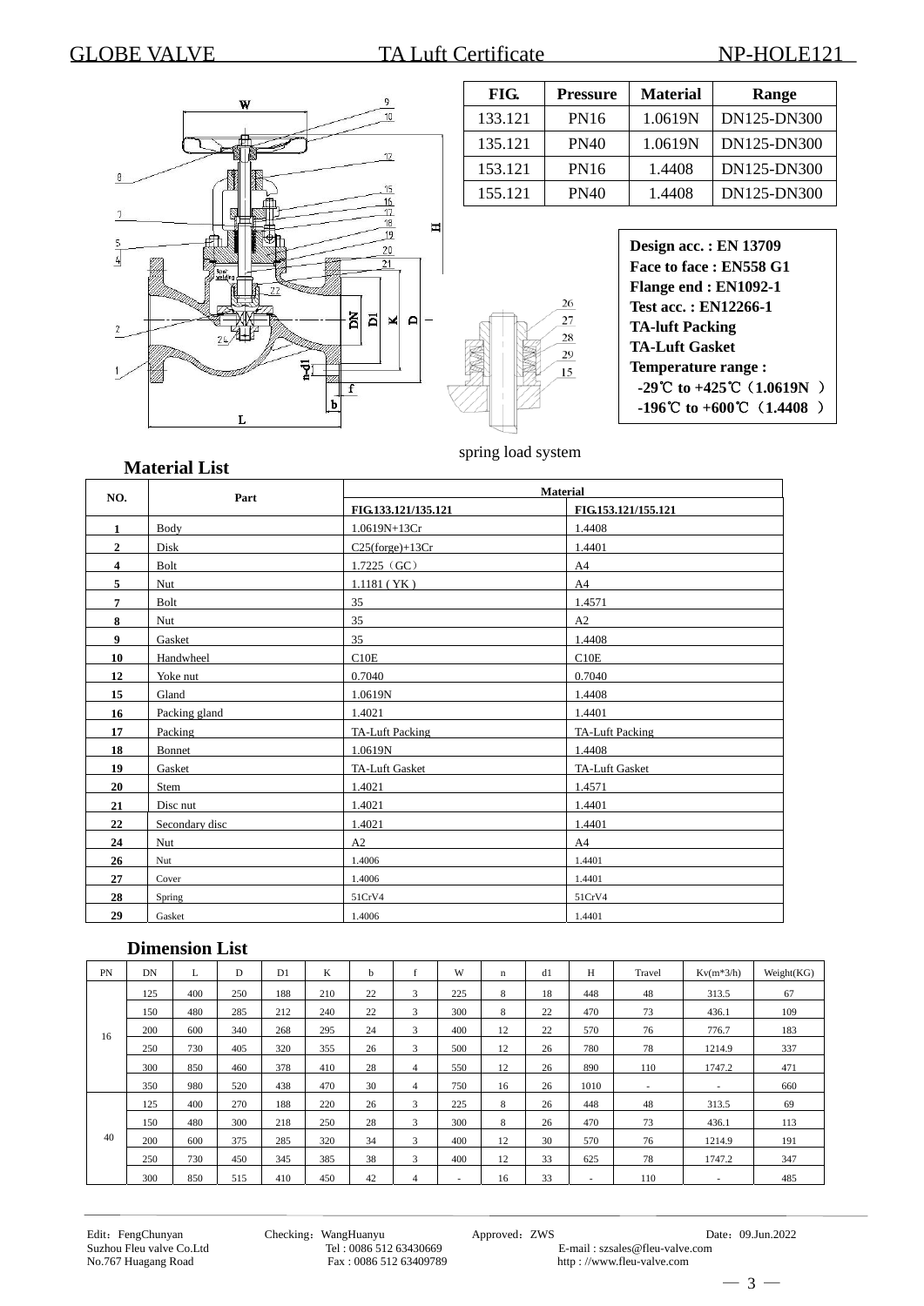GLOBE VALVE TA Luft Certificate NP-HOLE121

| FIG. | Pressure | Material | Range |
|---|---|---|---|
| 133.121 | PN16 | 1.0619N | DN125-DN300 |
| 135.121 | PN40 | 1.0619N | DN125-DN300 |
| 153.121 | PN16 | 1.4408 | DN125-DN300 |
| 155.121 | PN40 | 1.4408 | DN125-DN300 |

**Design acc. : EN 13709**
**Face to face : EN558 G1**
**Flange end : EN1092-1**
**Test acc. : EN12266-1**
**TA-luft Packing**
**TA-Luft Gasket**
**Temperature range :**
**-29℃ to +425℃（1.0619N ）**
**-196℃ to +600℃（1.4408 ）**

spring load system

## Material List

| NO. | Part | Material | |
|---|---|---|---|
| | | FIG.133.121/135.121 | FIG.153.121/155.121 |
| 1 | Body | 1.0619N+13Cr | 1.4408 |
| 2 | Disk | C25(forge)+13Cr | 1.4401 |
| 4 | Bolt | 1.7225（GC） | A4 |
| 5 | Nut | 1.1181 ( YK ) | A4 |
| 7 | Bolt | 35 | 1.4571 |
| 8 | Nut | 35 | A2 |
| 9 | Gasket | 35 | 1.4408 |
| 10 | Handwheel | C10E | C10E |
| 12 | Yoke nut | 0.7040 | 0.7040 |
| 15 | Gland | 1.0619N | 1.4408 |
| 16 | Packing gland | 1.4021 | 1.4401 |
| 17 | Packing | TA-Luft Packing | TA-Luft Packing |
| 18 | Bonnet | 1.0619N | 1.4408 |
| 19 | Gasket | TA-Luft Gasket | TA-Luft Gasket |
| 20 | Stem | 1.4021 | 1.4571 |
| 21 | Disc nut | 1.4021 | 1.4401 |
| 22 | Secondary disc | 1.4021 | 1.4401 |
| 24 | Nut | A2 | A4 |
| 26 | Nut | 1.4006 | 1.4401 |
| 27 | Cover | 1.4006 | 1.4401 |
| 28 | Spring | 51CrV4 | 51CrV4 |
| 29 | Gasket | 1.4006 | 1.4401 |

## Dimension List

| PN | DN | L | D | D1 | K | b | f | W | n | d1 | H | Travel | Kv(m*3/h) | Weight(KG) |
|---|---|---|---|---|---|---|---|---|---|---|---|---|---|---|
| 16 | 125 | 400 | 250 | 188 | 210 | 22 | 3 | 225 | 8 | 18 | 448 | 48 | 313.5 | 67 |
| | 150 | 480 | 285 | 212 | 240 | 22 | 3 | 300 | 8 | 22 | 470 | 73 | 436.1 | 109 |
| | 200 | 600 | 340 | 268 | 295 | 24 | 3 | 400 | 12 | 22 | 570 | 76 | 776.7 | 183 |
| | 250 | 730 | 405 | 320 | 355 | 26 | 3 | 500 | 12 | 26 | 780 | 78 | 1214.9 | 337 |
| | 300 | 850 | 460 | 378 | 410 | 28 | 4 | 550 | 12 | 26 | 890 | 110 | 1747.2 | 471 |
| | 350 | 980 | 520 | 438 | 470 | 30 | 4 | 750 | 16 | 26 | 1010 | - | - | 660 |
| 40 | 125 | 400 | 270 | 188 | 220 | 26 | 3 | 225 | 8 | 26 | 448 | 48 | 313.5 | 69 |
| | 150 | 480 | 300 | 218 | 250 | 28 | 3 | 300 | 8 | 26 | 470 | 73 | 436.1 | 113 |
| | 200 | 600 | 375 | 285 | 320 | 34 | 3 | 400 | 12 | 30 | 570 | 76 | 1214.9 | 191 |
| | 250 | 730 | 450 | 345 | 385 | 38 | 3 | 400 | 12 | 33 | 625 | 78 | 1747.2 | 347 |
| | 300 | 850 | 515 | 410 | 450 | 42 | 4 | - | 16 | 33 | - | 110 | - | 485 |

Edit：FengChunyan Checking：WangHuanyu Approved：ZWS Date：09.Jun.2022
Suzhou Fleu valve Co.Ltd Tel : 0086 512 63430669 E-mail : szsales@fleu-valve.com
No.767 Huagang Road Fax : 0086 512 63409789 http : //www.fleu-valve.com